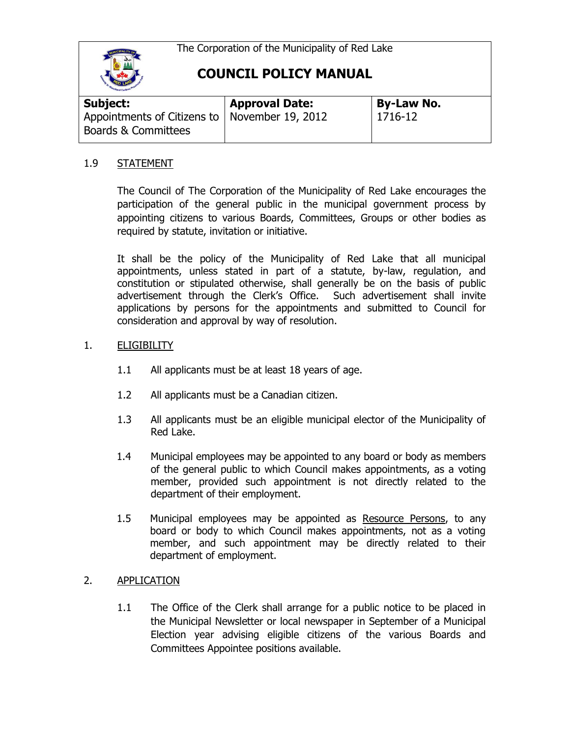The Corporation of the Municipality of Red Lake

# COUNCIL POLICY MANUAL

| **Subject:** | **Approval Date:** | **By-Law No.** |
| --- | --- | --- |
| Appointments of Citizens to Boards & Committees | November 19, 2012 | 1716-12 |

## 1.9 STATEMENT

The Council of The Corporation of the Municipality of Red Lake encourages the participation of the general public in the municipal government process by appointing citizens to various Boards, Committees, Groups or other bodies as required by statute, invitation or initiative.

It shall be the policy of the Municipality of Red Lake that all municipal appointments, unless stated in part of a statute, by-law, regulation, and constitution or stipulated otherwise, shall generally be on the basis of public advertisement through the Clerk's Office. Such advertisement shall invite applications by persons for the appointments and submitted to Council for consideration and approval by way of resolution.

## 1. ELIGIBILITY

1.1 All applicants must be at least 18 years of age.

1.2 All applicants must be a Canadian citizen.

1.3 All applicants must be an eligible municipal elector of the Municipality of Red Lake.

1.4 Municipal employees may be appointed to any board or body as members of the general public to which Council makes appointments, as a voting member, provided such appointment is not directly related to the department of their employment.

1.5 Municipal employees may be appointed as Resource Persons, to any board or body to which Council makes appointments, not as a voting member, and such appointment may be directly related to their department of employment.

## 2. APPLICATION

1.1 The Office of the Clerk shall arrange for a public notice to be placed in the Municipal Newsletter or local newspaper in September of a Municipal Election year advising eligible citizens of the various Boards and Committees Appointee positions available.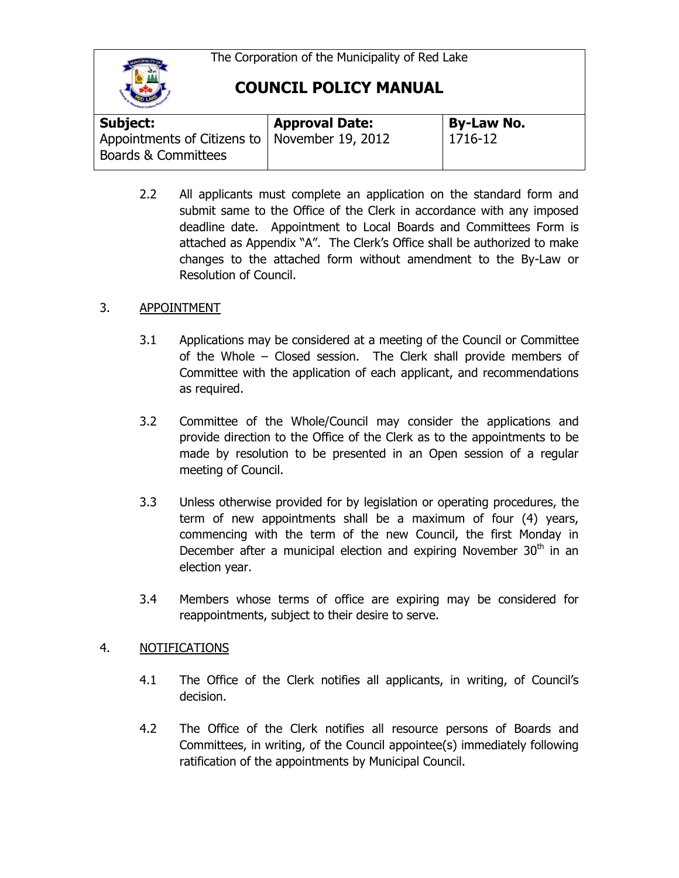2.2 All applicants must complete an application on the standard form and submit same to the Office of the Clerk in accordance with any imposed deadline date. Appointment to Local Boards and Committees Form is attached as Appendix "A". The Clerk's Office shall be authorized to make changes to the attached form without amendment to the By-Law or Resolution of Council.

## 3. APPOINTMENT

3.1 Applications may be considered at a meeting of the Council or Committee of the Whole – Closed session. The Clerk shall provide members of Committee with the application of each applicant, and recommendations as required.

3.2 Committee of the Whole/Council may consider the applications and provide direction to the Office of the Clerk as to the appointments to be made by resolution to be presented in an Open session of a regular meeting of Council.

3.3 Unless otherwise provided for by legislation or operating procedures, the term of new appointments shall be a maximum of four (4) years, commencing with the term of the new Council, the first Monday in December after a municipal election and expiring November 30th in an election year.

3.4 Members whose terms of office are expiring may be considered for reappointments, subject to their desire to serve.

## 4. NOTIFICATIONS

4.1 The Office of the Clerk notifies all applicants, in writing, of Council's decision.

4.2 The Office of the Clerk notifies all resource persons of Boards and Committees, in writing, of the Council appointee(s) immediately following ratification of the appointments by Municipal Council.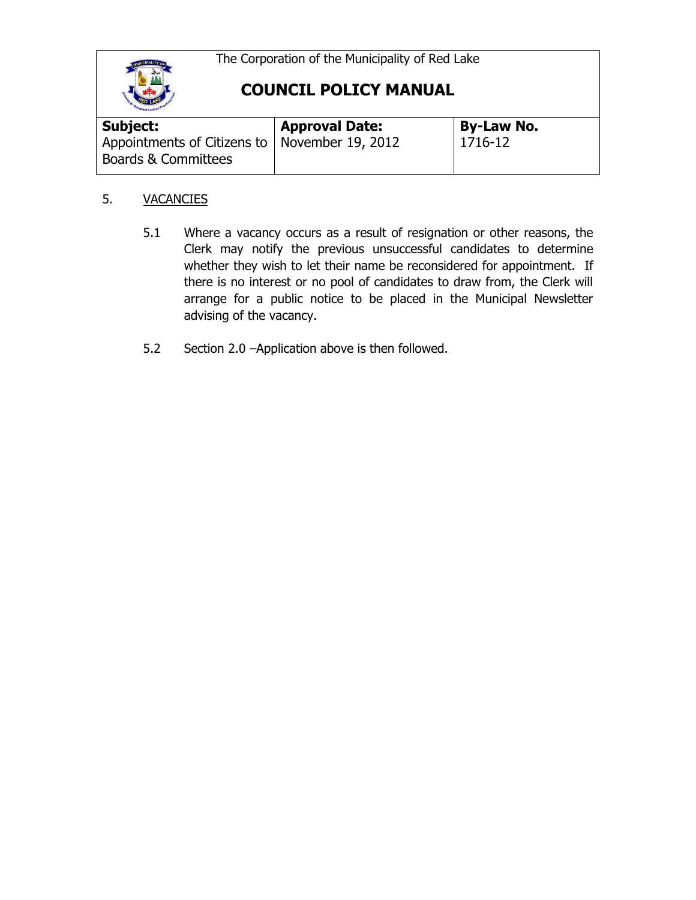## 5. VACANCIES

5.1 Where a vacancy occurs as a result of resignation or other reasons, the Clerk may notify the previous unsuccessful candidates to determine whether they wish to let their name be reconsidered for appointment. If there is no interest or no pool of candidates to draw from, the Clerk will arrange for a public notice to be placed in the Municipal Newsletter advising of the vacancy.

5.2 Section 2.0 –Application above is then followed.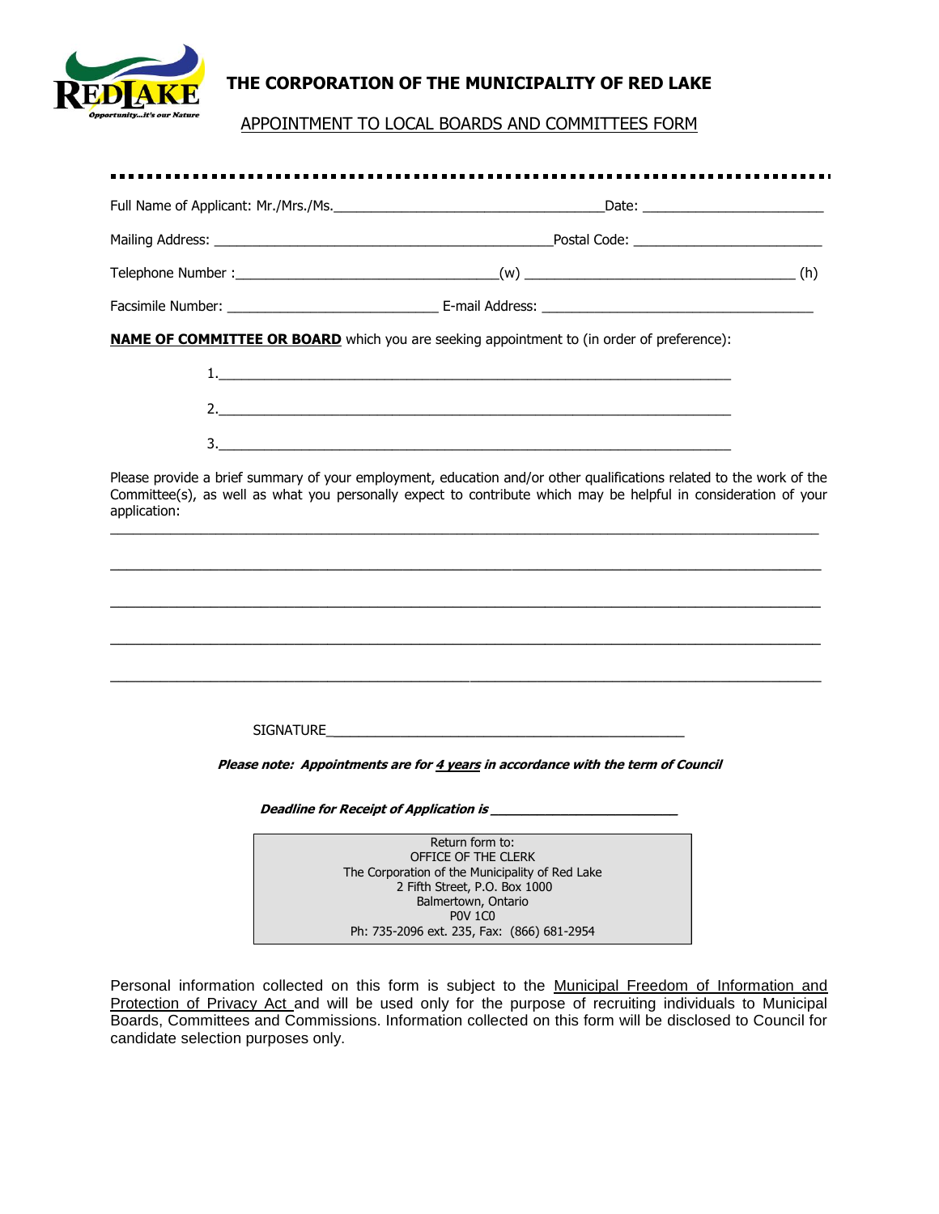# THE CORPORATION OF THE MUNICIPALITY OF RED LAKE

## APPOINTMENT TO LOCAL BOARDS AND COMMITTEES FORM

---

Full Name of Applicant: Mr./Mrs./Ms.___________________________________Date: ________________________

Mailing Address: ______________________________________________Postal Code: ________________________

Telephone Number :_________________________________(w) __________________________________ (h)

Facsimile Number: __________________________ E-mail Address: __________________________________

**NAME OF COMMITTEE OR BOARD** which you are seeking appointment to (in order of preference):

1.________________________________________________________________

2.________________________________________________________________

3.________________________________________________________________

Please provide a brief summary of your employment, education and/or other qualifications related to the work of the Committee(s), as well as what you personally expect to contribute which may be helpful in consideration of your application:

________________________________________________________________________________________

________________________________________________________________________________________

________________________________________________________________________________________

________________________________________________________________________________________

________________________________________________________________________________________

SIGNATURE_____________________________________________

***Please note: Appointments are for 4 years in accordance with the term of Council***

***Deadline for Receipt of Application is ________________________***

Return form to:
OFFICE OF THE CLERK
The Corporation of the Municipality of Red Lake
2 Fifth Street, P.O. Box 1000
Balmertown, Ontario
P0V 1C0
Ph: 735-2096 ext. 235, Fax: (866) 681-2954

Personal information collected on this form is subject to the Municipal Freedom of Information and Protection of Privacy Act and will be used only for the purpose of recruiting individuals to Municipal Boards, Committees and Commissions. Information collected on this form will be disclosed to Council for candidate selection purposes only.